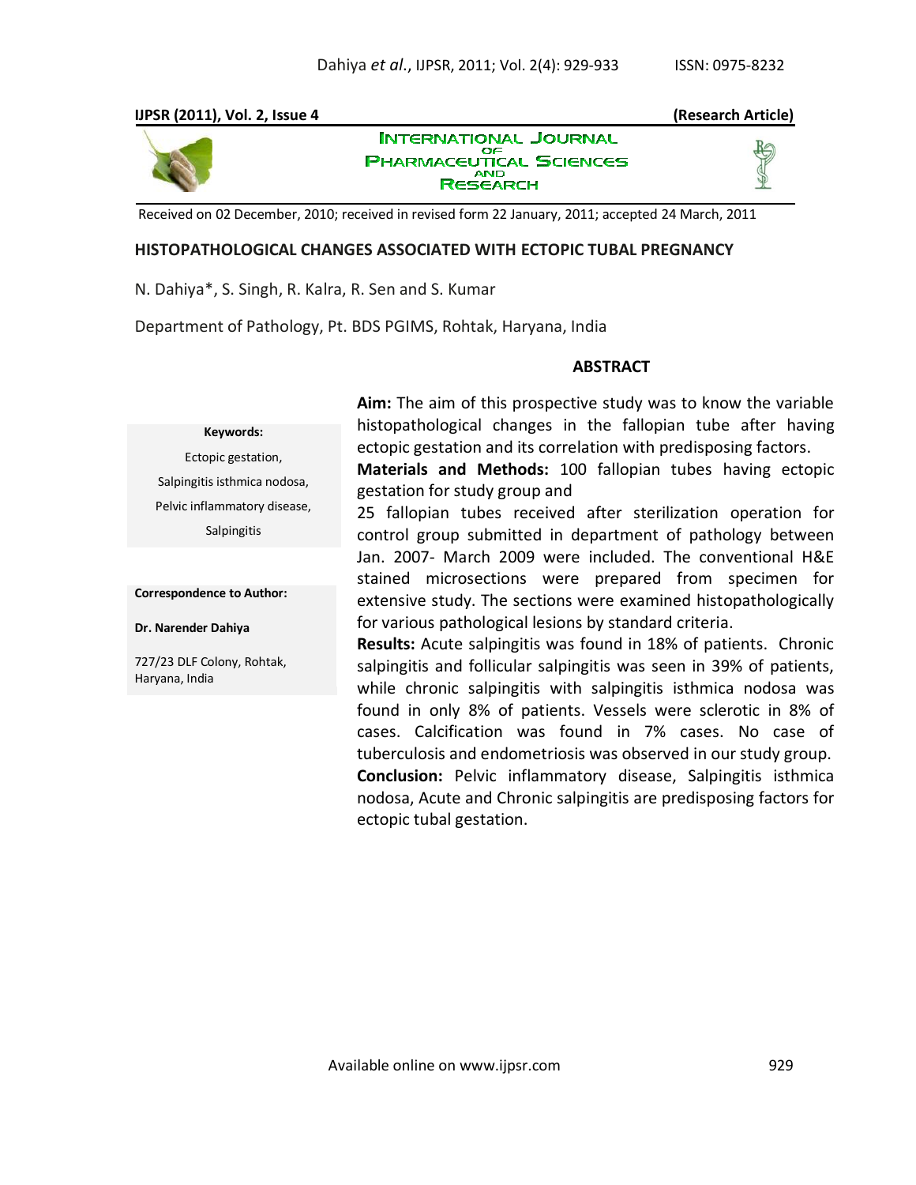**IJPSR (2011), Vol. 2, Issue 4** **(Research Article)**

INTERNATIONAL JOURNAL OF PHARMACEUTICAL SCIENCES AND RESEARCH

Received on 02 December, 2010; received in revised form 22 January, 2011; accepted 24 March, 2011

# HISTOPATHOLOGICAL CHANGES ASSOCIATED WITH ECTOPIC TUBAL PREGNANCY

N. Dahiya*, S. Singh, R. Kalra, R. Sen and S. Kumar

Department of Pathology, Pt. BDS PGIMS, Rohtak, Haryana, India

**Keywords:**

Ectopic gestation,
Salpingitis isthmica nodosa,
Pelvic inflammatory disease,
Salpingitis

**Correspondence to Author:**

**Dr. Narender Dahiya**

727/23 DLF Colony, Rohtak, Haryana, India

## ABSTRACT

**Aim:** The aim of this prospective study was to know the variable histopathological changes in the fallopian tube after having ectopic gestation and its correlation with predisposing factors.

**Materials and Methods:** 100 fallopian tubes having ectopic gestation for study group and 25 fallopian tubes received after sterilization operation for control group submitted in department of pathology between Jan. 2007- March 2009 were included. The conventional H&E stained microsections were prepared from specimen for extensive study. The sections were examined histopathologically for various pathological lesions by standard criteria.

**Results:** Acute salpingitis was found in 18% of patients. Chronic salpingitis and follicular salpingitis was seen in 39% of patients, while chronic salpingitis with salpingitis isthmica nodosa was found in only 8% of patients. Vessels were sclerotic in 8% of cases. Calcification was found in 7% cases. No case of tuberculosis and endometriosis was observed in our study group.

**Conclusion:** Pelvic inflammatory disease, Salpingitis isthmica nodosa, Acute and Chronic salpingitis are predisposing factors for ectopic tubal gestation.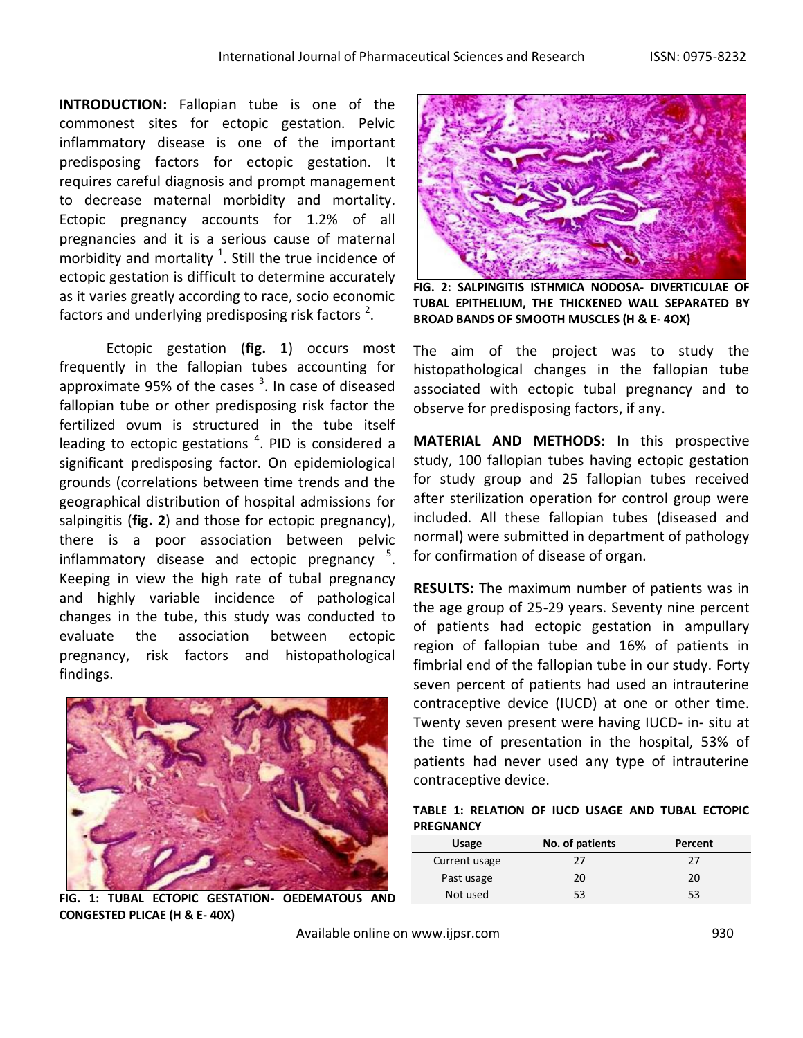**INTRODUCTION:** Fallopian tube is one of the commonest sites for ectopic gestation. Pelvic inflammatory disease is one of the important predisposing factors for ectopic gestation. It requires careful diagnosis and prompt management to decrease maternal morbidity and mortality. Ectopic pregnancy accounts for 1.2% of all pregnancies and it is a serious cause of maternal morbidity and mortality [1]. Still the true incidence of ectopic gestation is difficult to determine accurately as it varies greatly according to race, socio economic factors and underlying predisposing risk factors [2].

Ectopic gestation (**fig. 1**) occurs most frequently in the fallopian tubes accounting for approximate 95% of the cases [3]. In case of diseased fallopian tube or other predisposing risk factor the fertilized ovum is structured in the tube itself leading to ectopic gestations [4]. PID is considered a significant predisposing factor. On epidemiological grounds (correlations between time trends and the geographical distribution of hospital admissions for salpingitis (**fig. 2**) and those for ectopic pregnancy), there is a poor association between pelvic inflammatory disease and ectopic pregnancy [5]. Keeping in view the high rate of tubal pregnancy and highly variable incidence of pathological changes in the tube, this study was conducted to evaluate the association between ectopic pregnancy, risk factors and histopathological findings.

**FIG. 1: TUBAL ECTOPIC GESTATION- OEDEMATOUS AND CONGESTED PLICAE (H & E- 40X)**

**FIG. 2: SALPINGITIS ISTHMICA NODOSA- DIVERTICULAE OF TUBAL EPITHELIUM, THE THICKENED WALL SEPARATED BY BROAD BANDS OF SMOOTH MUSCLES (H & E- 4OX)**

The aim of the project was to study the histopathological changes in the fallopian tube associated with ectopic tubal pregnancy and to observe for predisposing factors, if any.

**MATERIAL AND METHODS:** In this prospective study, 100 fallopian tubes having ectopic gestation for study group and 25 fallopian tubes received after sterilization operation for control group were included. All these fallopian tubes (diseased and normal) were submitted in department of pathology for confirmation of disease of organ.

**RESULTS:** The maximum number of patients was in the age group of 25-29 years. Seventy nine percent of patients had ectopic gestation in ampullary region of fallopian tube and 16% of patients in fimbrial end of the fallopian tube in our study. Forty seven percent of patients had used an intrauterine contraceptive device (IUCD) at one or other time. Twenty seven present were having IUCD- in- situ at the time of presentation in the hospital, 53% of patients had never used any type of intrauterine contraceptive device.

**TABLE 1: RELATION OF IUCD USAGE AND TUBAL ECTOPIC PREGNANCY**

| Usage | No. of patients | Percent |
|---|---|---|
| Current usage | 27 | 27 |
| Past usage | 20 | 20 |
| Not used | 53 | 53 |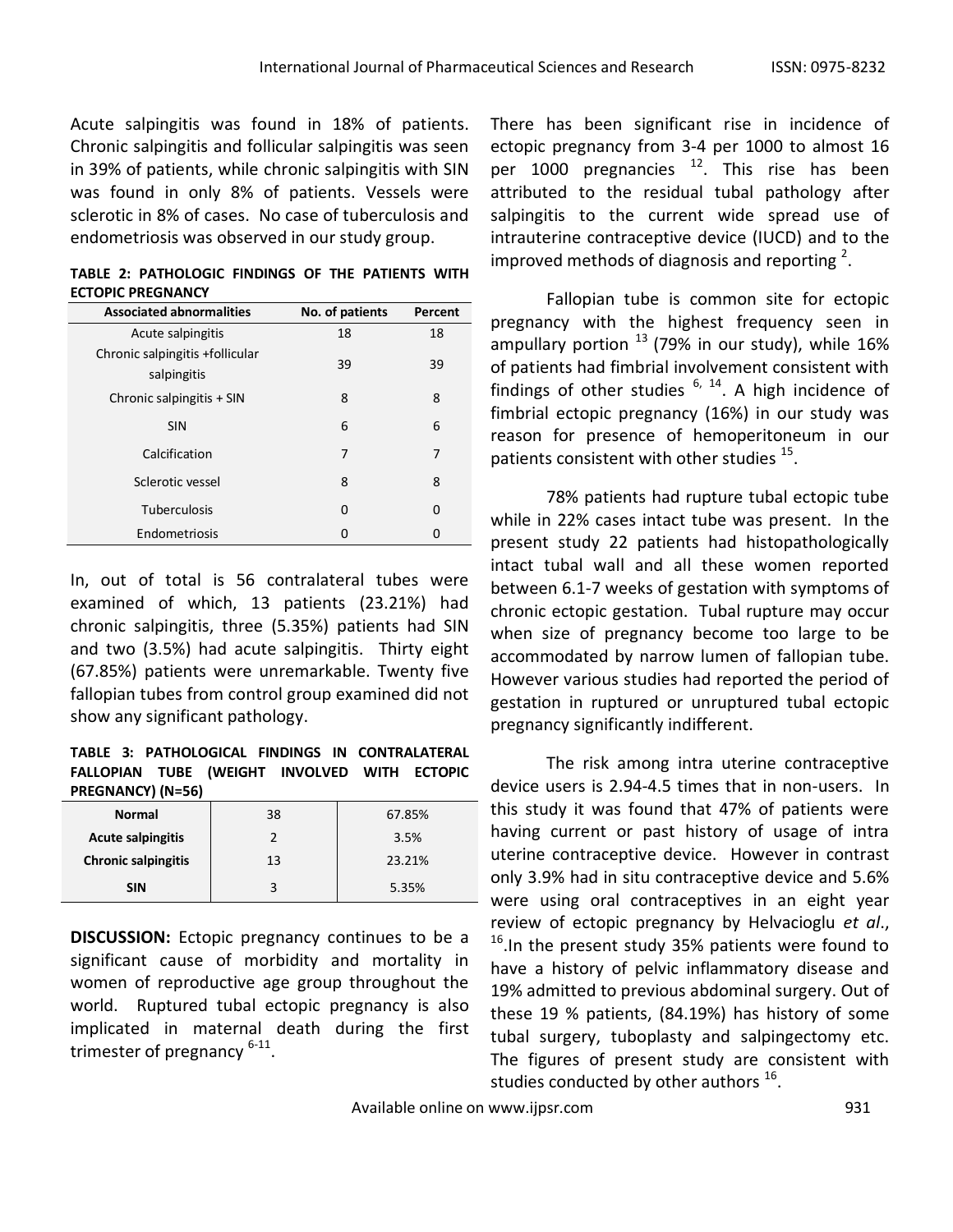Acute salpingitis was found in 18% of patients. Chronic salpingitis and follicular salpingitis was seen in 39% of patients, while chronic salpingitis with SIN was found in only 8% of patients. Vessels were sclerotic in 8% of cases. No case of tuberculosis and endometriosis was observed in our study group.

**TABLE 2: PATHOLOGIC FINDINGS OF THE PATIENTS WITH ECTOPIC PREGNANCY**

| Associated abnormalities | No. of patients | Percent |
|---|---|---|
| Acute salpingitis | 18 | 18 |
| Chronic salpingitis +follicular salpingitis | 39 | 39 |
| Chronic salpingitis + SIN | 8 | 8 |
| SIN | 6 | 6 |
| Calcification | 7 | 7 |
| Sclerotic vessel | 8 | 8 |
| Tuberculosis | 0 | 0 |
| Endometriosis | 0 | 0 |

In, out of total is 56 contralateral tubes were examined of which, 13 patients (23.21%) had chronic salpingitis, three (5.35%) patients had SIN and two (3.5%) had acute salpingitis. Thirty eight (67.85%) patients were unremarkable. Twenty five fallopian tubes from control group examined did not show any significant pathology.

**TABLE 3: PATHOLOGICAL FINDINGS IN CONTRALATERAL FALLOPIAN TUBE (WEIGHT INVOLVED WITH ECTOPIC PREGNANCY) (N=56)**

| | | |
|---|---|---|
| **Normal** | 38 | 67.85% |
| **Acute salpingitis** | 2 | 3.5% |
| **Chronic salpingitis** | 13 | 23.21% |
| **SIN** | 3 | 5.35% |

**DISCUSSION:** Ectopic pregnancy continues to be a significant cause of morbidity and mortality in women of reproductive age group throughout the world. Ruptured tubal ectopic pregnancy is also implicated in maternal death during the first trimester of pregnancy [6-11].

There has been significant rise in incidence of ectopic pregnancy from 3-4 per 1000 to almost 16 per 1000 pregnancies [12]. This rise has been attributed to the residual tubal pathology after salpingitis to the current wide spread use of intrauterine contraceptive device (IUCD) and to the improved methods of diagnosis and reporting [2].

Fallopian tube is common site for ectopic pregnancy with the highest frequency seen in ampullary portion [13] (79% in our study), while 16% of patients had fimbrial involvement consistent with findings of other studies [6, 14]. A high incidence of fimbrial ectopic pregnancy (16%) in our study was reason for presence of hemoperitoneum in our patients consistent with other studies [15].

78% patients had rupture tubal ectopic tube while in 22% cases intact tube was present. In the present study 22 patients had histopathologically intact tubal wall and all these women reported between 6.1-7 weeks of gestation with symptoms of chronic ectopic gestation. Tubal rupture may occur when size of pregnancy become too large to be accommodated by narrow lumen of fallopian tube. However various studies had reported the period of gestation in ruptured or unruptured tubal ectopic pregnancy significantly indifferent.

The risk among intra uterine contraceptive device users is 2.94-4.5 times that in non-users. In this study it was found that 47% of patients were having current or past history of usage of intra uterine contraceptive device. However in contrast only 3.9% had in situ contraceptive device and 5.6% were using oral contraceptives in an eight year review of ectopic pregnancy by Helvacioglu *et al.*, [16].In the present study 35% patients were found to have a history of pelvic inflammatory disease and 19% admitted to previous abdominal surgery. Out of these 19 % patients, (84.19%) has history of some tubal surgery, tuboplasty and salpingectomy etc. The figures of present study are consistent with studies conducted by other authors [16].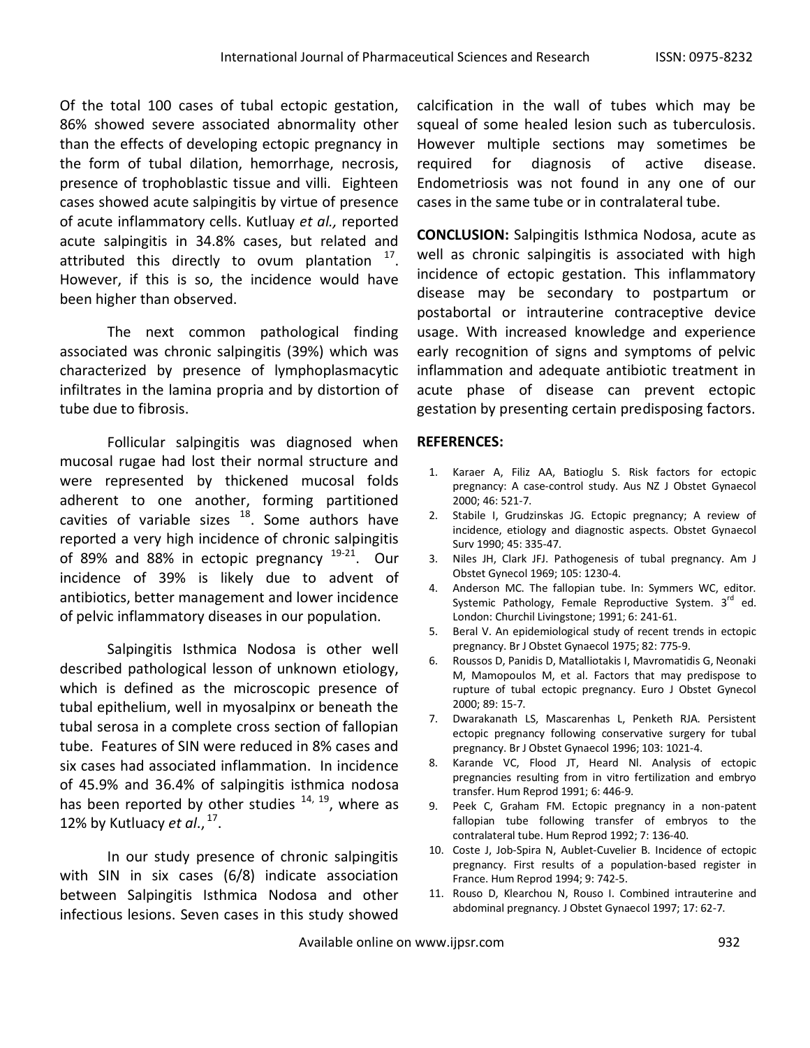Of the total 100 cases of tubal ectopic gestation, 86% showed severe associated abnormality other than the effects of developing ectopic pregnancy in the form of tubal dilation, hemorrhage, necrosis, presence of trophoblastic tissue and villi. Eighteen cases showed acute salpingitis by virtue of presence of acute inflammatory cells. Kutluay *et al.,* reported acute salpingitis in 34.8% cases, but related and attributed this directly to ovum plantation [17]. However, if this is so, the incidence would have been higher than observed.

The next common pathological finding associated was chronic salpingitis (39%) which was characterized by presence of lymphoplasmacytic infiltrates in the lamina propria and by distortion of tube due to fibrosis.

Follicular salpingitis was diagnosed when mucosal rugae had lost their normal structure and were represented by thickened mucosal folds adherent to one another, forming partitioned cavities of variable sizes [18]. Some authors have reported a very high incidence of chronic salpingitis of 89% and 88% in ectopic pregnancy [19-21]. Our incidence of 39% is likely due to advent of antibiotics, better management and lower incidence of pelvic inflammatory diseases in our population.

Salpingitis Isthmica Nodosa is other well described pathological lesson of unknown etiology, which is defined as the microscopic presence of tubal epithelium, well in myosalpinx or beneath the tubal serosa in a complete cross section of fallopian tube. Features of SIN were reduced in 8% cases and six cases had associated inflammation. In incidence of 45.9% and 36.4% of salpingitis isthmica nodosa has been reported by other studies [14, 19], where as 12% by Kutluacy *et al*., [17].

In our study presence of chronic salpingitis with SIN in six cases (6/8) indicate association between Salpingitis Isthmica Nodosa and other infectious lesions. Seven cases in this study showed calcification in the wall of tubes which may be squeal of some healed lesion such as tuberculosis. However multiple sections may sometimes be required for diagnosis of active disease. Endometriosis was not found in any one of our cases in the same tube or in contralateral tube.

**CONCLUSION:** Salpingitis Isthmica Nodosa, acute as well as chronic salpingitis is associated with high incidence of ectopic gestation. This inflammatory disease may be secondary to postpartum or postabortal or intrauterine contraceptive device usage. With increased knowledge and experience early recognition of signs and symptoms of pelvic inflammation and adequate antibiotic treatment in acute phase of disease can prevent ectopic gestation by presenting certain predisposing factors.

## REFERENCES:

1. Karaer A, Filiz AA, Batioglu S. Risk factors for ectopic pregnancy: A case-control study. Aus NZ J Obstet Gynaecol 2000; 46: 521-7.
2. Stabile I, Grudzinskas JG. Ectopic pregnancy; A review of incidence, etiology and diagnostic aspects. Obstet Gynaecol Surv 1990; 45: 335-47.
3. Niles JH, Clark JFJ. Pathogenesis of tubal pregnancy. Am J Obstet Gynecol 1969; 105: 1230-4.
4. Anderson MC. The fallopian tube. In: Symmers WC, editor. Systemic Pathology, Female Reproductive System. 3rd ed. London: Churchil Livingstone; 1991; 6: 241-61.
5. Beral V. An epidemiological study of recent trends in ectopic pregnancy. Br J Obstet Gynaecol 1975; 82: 775-9.
6. Roussos D, Panidis D, Matalliotakis I, Mavromatidis G, Neonaki M, Mamopoulos M, et al. Factors that may predispose to rupture of tubal ectopic pregnancy. Euro J Obstet Gynecol 2000; 89: 15-7.
7. Dwarakanath LS, Mascarenhas L, Penketh RJA. Persistent ectopic pregnancy following conservative surgery for tubal pregnancy. Br J Obstet Gynaecol 1996; 103: 1021-4.
8. Karande VC, Flood JT, Heard Nl. Analysis of ectopic pregnancies resulting from in vitro fertilization and embryo transfer. Hum Reprod 1991; 6: 446-9.
9. Peek C, Graham FM. Ectopic pregnancy in a non-patent fallopian tube following transfer of embryos to the contralateral tube. Hum Reprod 1992; 7: 136-40.
10. Coste J, Job-Spira N, Aublet-Cuvelier B. Incidence of ectopic pregnancy. First results of a population-based register in France. Hum Reprod 1994; 9: 742-5.
11. Rouso D, Klearchou N, Rouso I. Combined intrauterine and abdominal pregnancy. J Obstet Gynaecol 1997; 17: 62-7.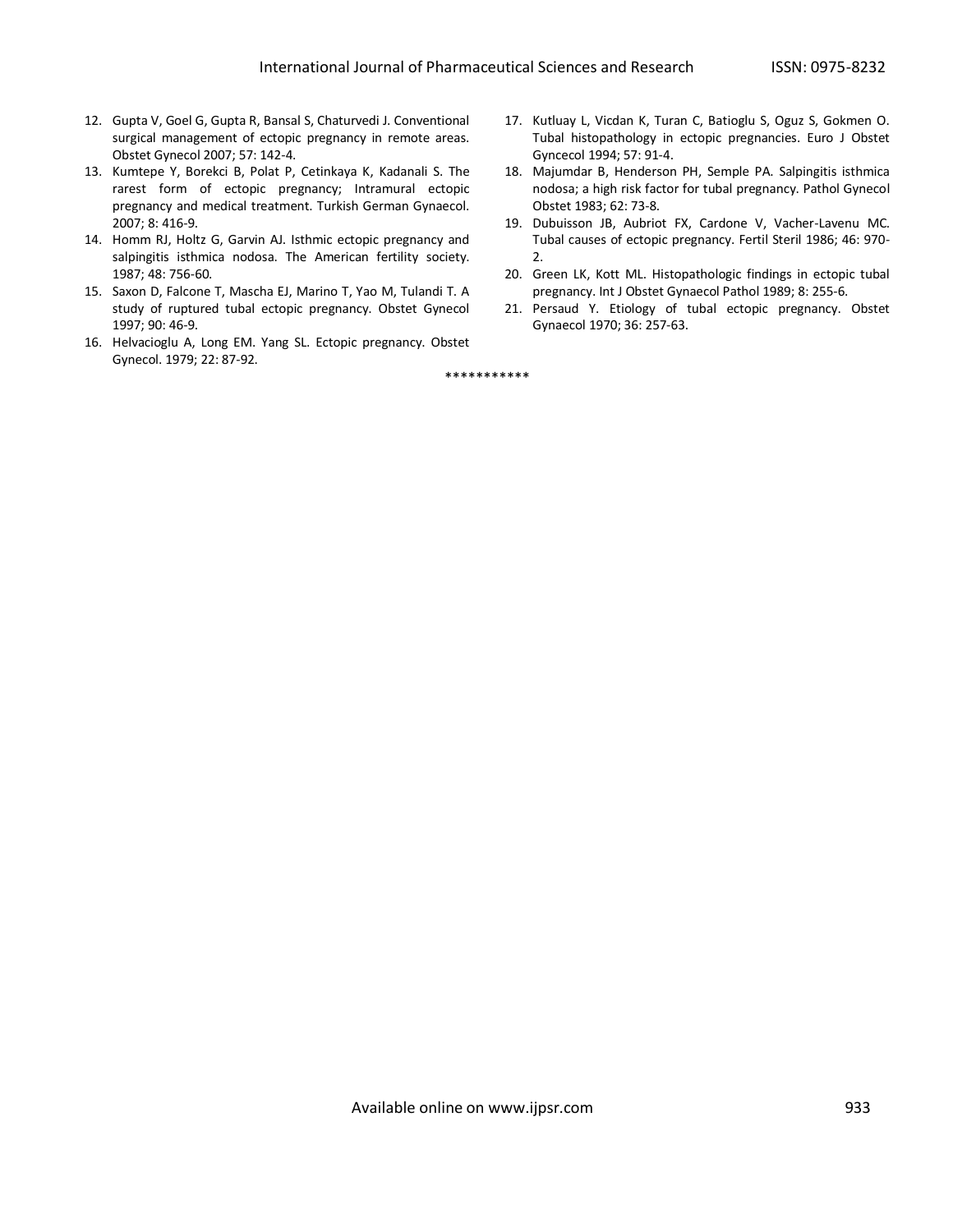12. Gupta V, Goel G, Gupta R, Bansal S, Chaturvedi J. Conventional surgical management of ectopic pregnancy in remote areas. Obstet Gynecol 2007; 57: 142-4.
13. Kumtepe Y, Borekci B, Polat P, Cetinkaya K, Kadanali S. The rarest form of ectopic pregnancy; Intramural ectopic pregnancy and medical treatment. Turkish German Gynaecol. 2007; 8: 416-9.
14. Homm RJ, Holtz G, Garvin AJ. Isthmic ectopic pregnancy and salpingitis isthmica nodosa. The American fertility society. 1987; 48: 756-60.
15. Saxon D, Falcone T, Mascha EJ, Marino T, Yao M, Tulandi T. A study of ruptured tubal ectopic pregnancy. Obstet Gynecol 1997; 90: 46-9.
16. Helvacioglu A, Long EM. Yang SL. Ectopic pregnancy. Obstet Gynecol. 1979; 22: 87-92.
17. Kutluay L, Vicdan K, Turan C, Batioglu S, Oguz S, Gokmen O. Tubal histopathology in ectopic pregnancies. Euro J Obstet Gyncecol 1994; 57: 91-4.
18. Majumdar B, Henderson PH, Semple PA. Salpingitis isthmica nodosa; a high risk factor for tubal pregnancy. Pathol Gynecol Obstet 1983; 62: 73-8.
19. Dubuisson JB, Aubriot FX, Cardone V, Vacher-Lavenu MC. Tubal causes of ectopic pregnancy. Fertil Steril 1986; 46: 970-2.
20. Green LK, Kott ML. Histopathologic findings in ectopic tubal pregnancy. Int J Obstet Gynaecol Pathol 1989; 8: 255-6.
21. Persaud Y. Etiology of tubal ectopic pregnancy. Obstet Gynaecol 1970; 36: 257-63.

***********